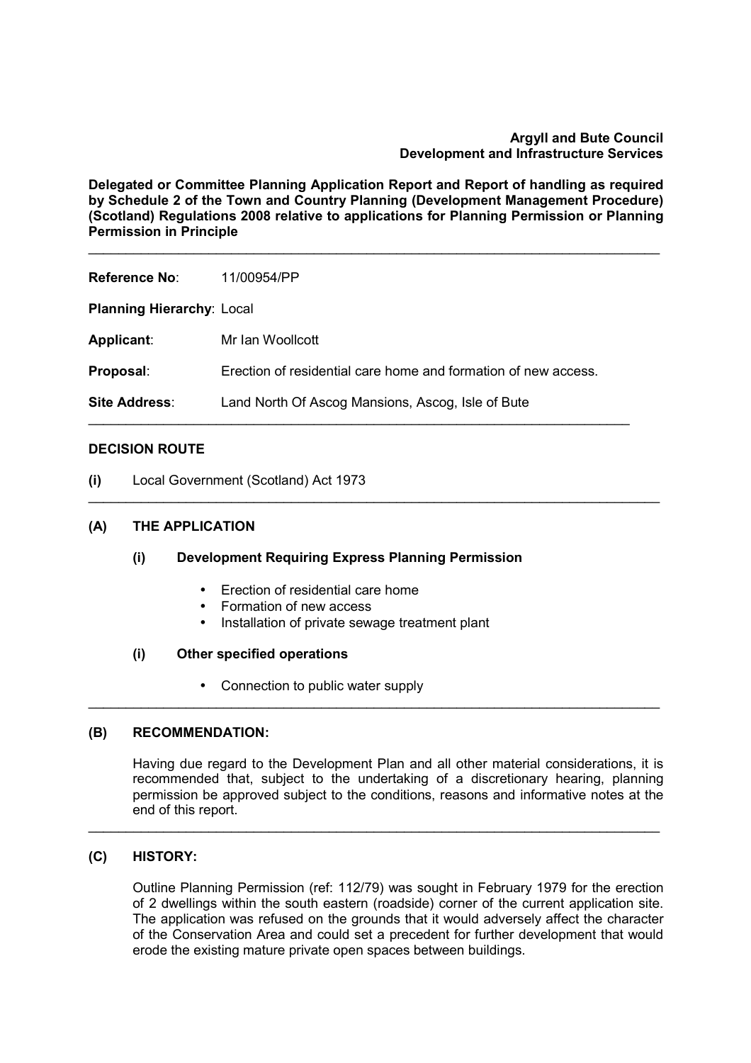**Argyll and Bute Council**
**Development and Infrastructure Services**

**Delegated or Committee Planning Application Report and Report of handling as required by Schedule 2 of the Town and Country Planning (Development Management Procedure) (Scotland) Regulations 2008 relative to applications for Planning Permission or Planning Permission in Principle**

---

**Reference No**: 11/00954/PP

**Planning Hierarchy**: Local

**Applicant**: Mr Ian Woollcott

**Proposal**: Erection of residential care home and formation of new access.

**Site Address**: Land North Of Ascog Mansions, Ascog, Isle of Bute

---

**DECISION ROUTE**

**(i)** Local Government (Scotland) Act 1973

---

**(A) THE APPLICATION**

**(i) Development Requiring Express Planning Permission**

- Erection of residential care home
- Formation of new access
- Installation of private sewage treatment plant

**(i) Other specified operations**

- Connection to public water supply

---

**(B) RECOMMENDATION:**

Having due regard to the Development Plan and all other material considerations, it is recommended that, subject to the undertaking of a discretionary hearing, planning permission be approved subject to the conditions, reasons and informative notes at the end of this report.

---

**(C) HISTORY:**

Outline Planning Permission (ref: 112/79) was sought in February 1979 for the erection of 2 dwellings within the south eastern (roadside) corner of the current application site. The application was refused on the grounds that it would adversely affect the character of the Conservation Area and could set a precedent for further development that would erode the existing mature private open spaces between buildings.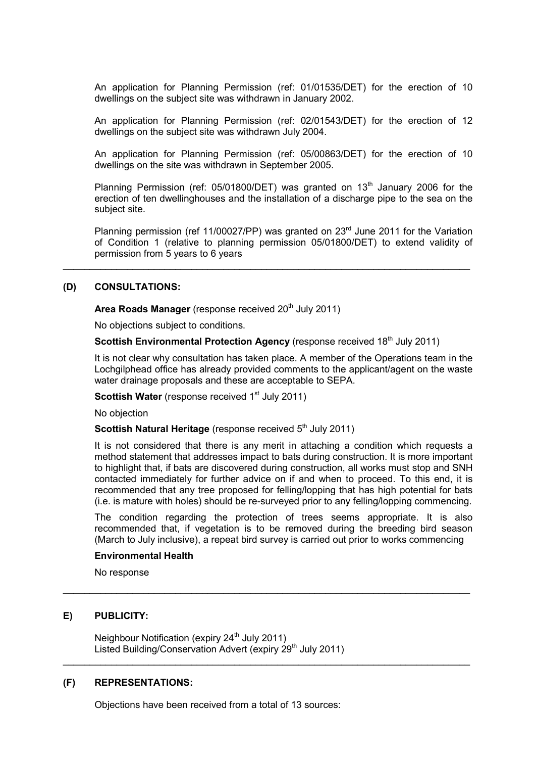An application for Planning Permission (ref: 01/01535/DET) for the erection of 10 dwellings on the subject site was withdrawn in January 2002.

An application for Planning Permission (ref: 02/01543/DET) for the erection of 12 dwellings on the subject site was withdrawn July 2004.

An application for Planning Permission (ref: 05/00863/DET) for the erection of 10 dwellings on the site was withdrawn in September 2005.

Planning Permission (ref: 05/01800/DET) was granted on 13th January 2006 for the erection of ten dwellinghouses and the installation of a discharge pipe to the sea on the subject site.

Planning permission (ref 11/00027/PP) was granted on 23rd June 2011 for the Variation of Condition 1 (relative to planning permission 05/01800/DET) to extend validity of permission from 5 years to 6 years

---

## (D) CONSULTATIONS:

**Area Roads Manager** (response received 20th July 2011)

No objections subject to conditions.

**Scottish Environmental Protection Agency** (response received 18th July 2011)

It is not clear why consultation has taken place. A member of the Operations team in the Lochgilphead office has already provided comments to the applicant/agent on the waste water drainage proposals and these are acceptable to SEPA.

**Scottish Water** (response received 1st July 2011)

No objection

**Scottish Natural Heritage** (response received 5th July 2011)

It is not considered that there is any merit in attaching a condition which requests a method statement that addresses impact to bats during construction. It is more important to highlight that, if bats are discovered during construction, all works must stop and SNH contacted immediately for further advice on if and when to proceed. To this end, it is recommended that any tree proposed for felling/lopping that has high potential for bats (i.e. is mature with holes) should be re-surveyed prior to any felling/lopping commencing.

The condition regarding the protection of trees seems appropriate. It is also recommended that, if vegetation is to be removed during the breeding bird season (March to July inclusive), a repeat bird survey is carried out prior to works commencing

**Environmental Health**

No response

---

## E) PUBLICITY:

Neighbour Notification (expiry 24th July 2011)
Listed Building/Conservation Advert (expiry 29th July 2011)

---

## (F) REPRESENTATIONS:

Objections have been received from a total of 13 sources: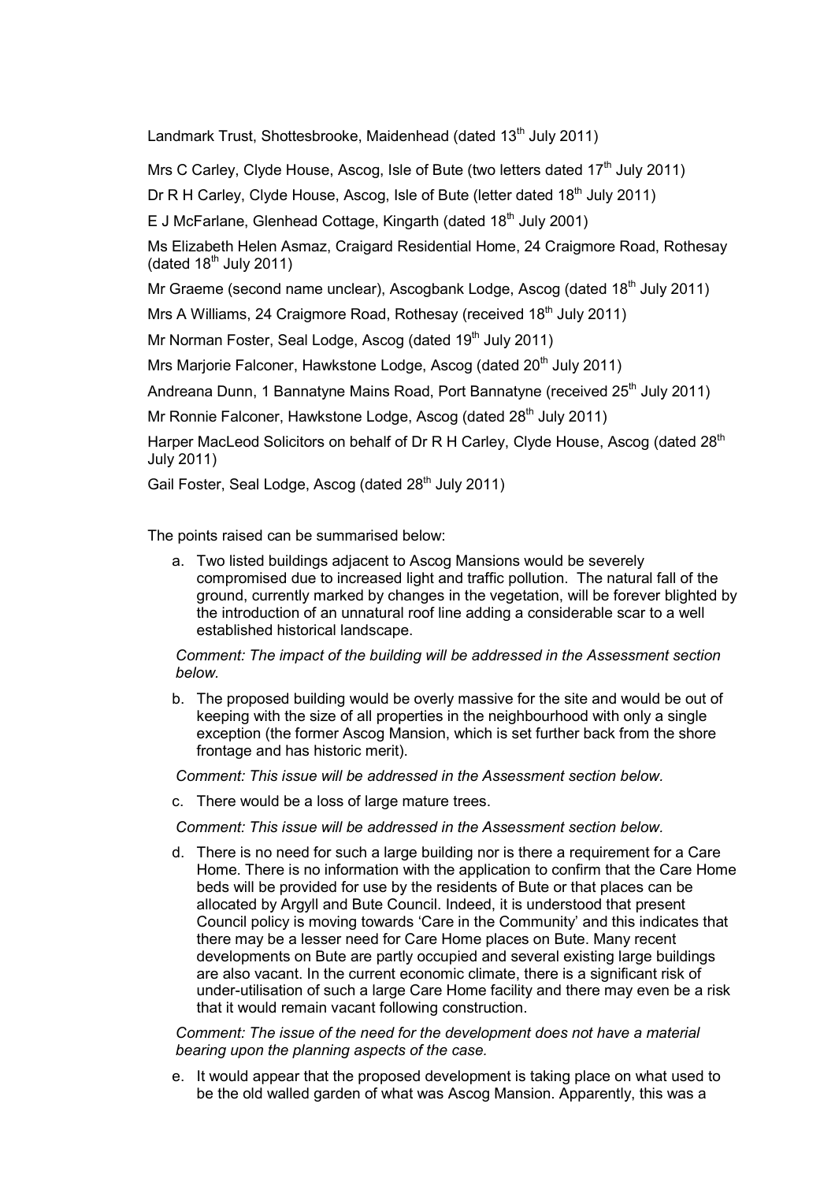Landmark Trust, Shottesbrooke, Maidenhead (dated 13th July 2011)

Mrs C Carley, Clyde House, Ascog, Isle of Bute (two letters dated 17th July 2011)

Dr R H Carley, Clyde House, Ascog, Isle of Bute (letter dated 18th July 2011)

E J McFarlane, Glenhead Cottage, Kingarth (dated 18th July 2001)

Ms Elizabeth Helen Asmaz, Craigard Residential Home, 24 Craigmore Road, Rothesay (dated 18th July 2011)

Mr Graeme (second name unclear), Ascogbank Lodge, Ascog (dated 18th July 2011)

Mrs A Williams, 24 Craigmore Road, Rothesay (received 18th July 2011)

Mr Norman Foster, Seal Lodge, Ascog (dated 19th July 2011)

Mrs Marjorie Falconer, Hawkstone Lodge, Ascog (dated 20th July 2011)

Andreana Dunn, 1 Bannatyne Mains Road, Port Bannatyne (received 25th July 2011)

Mr Ronnie Falconer, Hawkstone Lodge, Ascog (dated 28th July 2011)

Harper MacLeod Solicitors on behalf of Dr R H Carley, Clyde House, Ascog (dated 28th July 2011)

Gail Foster, Seal Lodge, Ascog (dated 28th July 2011)

The points raised can be summarised below:

a. Two listed buildings adjacent to Ascog Mansions would be severely compromised due to increased light and traffic pollution. The natural fall of the ground, currently marked by changes in the vegetation, will be forever blighted by the introduction of an unnatural roof line adding a considerable scar to a well established historical landscape.

   *Comment: The impact of the building will be addressed in the Assessment section below.*

b. The proposed building would be overly massive for the site and would be out of keeping with the size of all properties in the neighbourhood with only a single exception (the former Ascog Mansion, which is set further back from the shore frontage and has historic merit).

   *Comment: This issue will be addressed in the Assessment section below.*

c. There would be a loss of large mature trees.

   *Comment: This issue will be addressed in the Assessment section below.*

d. There is no need for such a large building nor is there a requirement for a Care Home. There is no information with the application to confirm that the Care Home beds will be provided for use by the residents of Bute or that places can be allocated by Argyll and Bute Council. Indeed, it is understood that present Council policy is moving towards 'Care in the Community' and this indicates that there may be a lesser need for Care Home places on Bute. Many recent developments on Bute are partly occupied and several existing large buildings are also vacant. In the current economic climate, there is a significant risk of under-utilisation of such a large Care Home facility and there may even be a risk that it would remain vacant following construction.

   *Comment: The issue of the need for the development does not have a material bearing upon the planning aspects of the case.*

e. It would appear that the proposed development is taking place on what used to be the old walled garden of what was Ascog Mansion. Apparently, this was a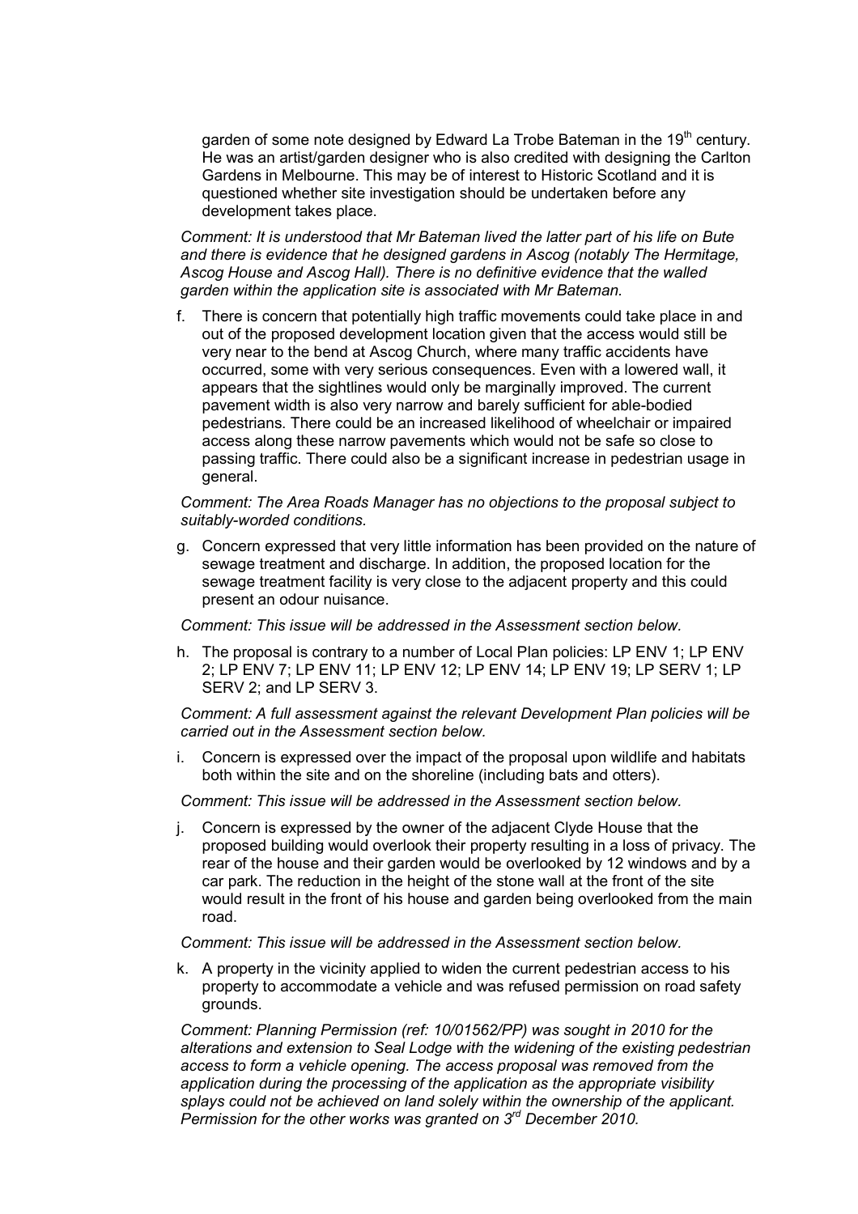garden of some note designed by Edward La Trobe Bateman in the 19th century. He was an artist/garden designer who is also credited with designing the Carlton Gardens in Melbourne. This may be of interest to Historic Scotland and it is questioned whether site investigation should be undertaken before any development takes place.

*Comment: It is understood that Mr Bateman lived the latter part of his life on Bute and there is evidence that he designed gardens in Ascog (notably The Hermitage, Ascog House and Ascog Hall). There is no definitive evidence that the walled garden within the application site is associated with Mr Bateman.*

f. There is concern that potentially high traffic movements could take place in and out of the proposed development location given that the access would still be very near to the bend at Ascog Church, where many traffic accidents have occurred, some with very serious consequences. Even with a lowered wall, it appears that the sightlines would only be marginally improved. The current pavement width is also very narrow and barely sufficient for able-bodied pedestrians. There could be an increased likelihood of wheelchair or impaired access along these narrow pavements which would not be safe so close to passing traffic. There could also be a significant increase in pedestrian usage in general.

*Comment: The Area Roads Manager has no objections to the proposal subject to suitably-worded conditions.*

g. Concern expressed that very little information has been provided on the nature of sewage treatment and discharge. In addition, the proposed location for the sewage treatment facility is very close to the adjacent property and this could present an odour nuisance.

*Comment: This issue will be addressed in the Assessment section below.*

h. The proposal is contrary to a number of Local Plan policies: LP ENV 1; LP ENV 2; LP ENV 7; LP ENV 11; LP ENV 12; LP ENV 14; LP ENV 19; LP SERV 1; LP SERV 2; and LP SERV 3.

*Comment: A full assessment against the relevant Development Plan policies will be carried out in the Assessment section below.*

i. Concern is expressed over the impact of the proposal upon wildlife and habitats both within the site and on the shoreline (including bats and otters).

*Comment: This issue will be addressed in the Assessment section below.*

j. Concern is expressed by the owner of the adjacent Clyde House that the proposed building would overlook their property resulting in a loss of privacy. The rear of the house and their garden would be overlooked by 12 windows and by a car park. The reduction in the height of the stone wall at the front of the site would result in the front of his house and garden being overlooked from the main road.

*Comment: This issue will be addressed in the Assessment section below.*

k. A property in the vicinity applied to widen the current pedestrian access to his property to accommodate a vehicle and was refused permission on road safety grounds.

*Comment: Planning Permission (ref: 10/01562/PP) was sought in 2010 for the alterations and extension to Seal Lodge with the widening of the existing pedestrian access to form a vehicle opening. The access proposal was removed from the application during the processing of the application as the appropriate visibility splays could not be achieved on land solely within the ownership of the applicant. Permission for the other works was granted on 3rd December 2010.*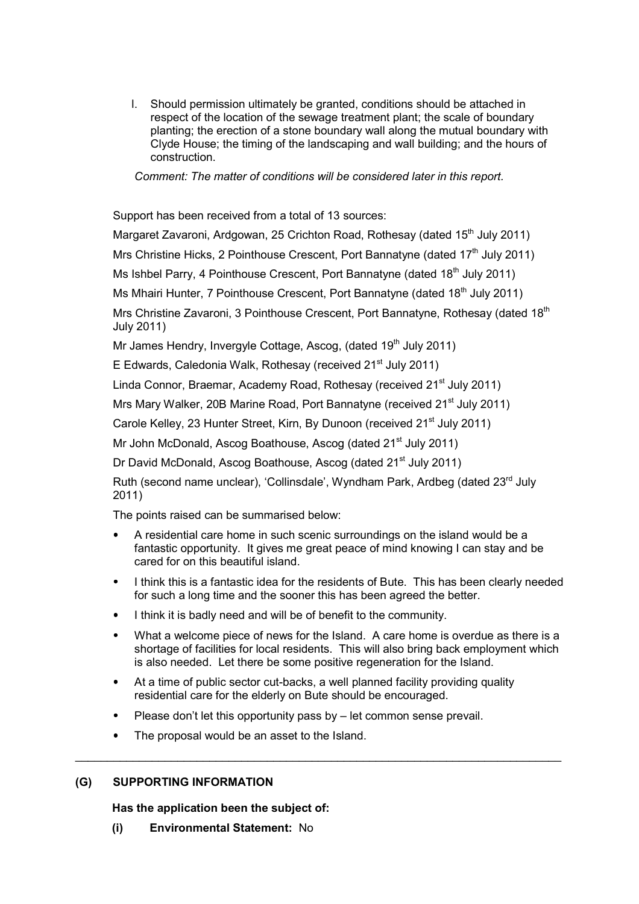l. Should permission ultimately be granted, conditions should be attached in respect of the location of the sewage treatment plant; the scale of boundary planting; the erection of a stone boundary wall along the mutual boundary with Clyde House; the timing of the landscaping and wall building; and the hours of construction.

*Comment: The matter of conditions will be considered later in this report.*

Support has been received from a total of 13 sources:

Margaret Zavaroni, Ardgowan, 25 Crichton Road, Rothesay (dated 15th July 2011)

Mrs Christine Hicks, 2 Pointhouse Crescent, Port Bannatyne (dated 17th July 2011)

Ms Ishbel Parry, 4 Pointhouse Crescent, Port Bannatyne (dated 18th July 2011)

Ms Mhairi Hunter, 7 Pointhouse Crescent, Port Bannatyne (dated 18th July 2011)

Mrs Christine Zavaroni, 3 Pointhouse Crescent, Port Bannatyne, Rothesay (dated 18th July 2011)

Mr James Hendry, Invergyle Cottage, Ascog, (dated 19th July 2011)

E Edwards, Caledonia Walk, Rothesay (received 21st July 2011)

Linda Connor, Braemar, Academy Road, Rothesay (received 21st July 2011)

Mrs Mary Walker, 20B Marine Road, Port Bannatyne (received 21st July 2011)

Carole Kelley, 23 Hunter Street, Kirn, By Dunoon (received 21st July 2011)

Mr John McDonald, Ascog Boathouse, Ascog (dated 21st July 2011)

Dr David McDonald, Ascog Boathouse, Ascog (dated 21st July 2011)

Ruth (second name unclear), 'Collinsdale', Wyndham Park, Ardbeg (dated 23rd July 2011)

The points raised can be summarised below:

- A residential care home in such scenic surroundings on the island would be a fantastic opportunity. It gives me great peace of mind knowing I can stay and be cared for on this beautiful island.
- I think this is a fantastic idea for the residents of Bute. This has been clearly needed for such a long time and the sooner this has been agreed the better.
- I think it is badly need and will be of benefit to the community.
- What a welcome piece of news for the Island. A care home is overdue as there is a shortage of facilities for local residents. This will also bring back employment which is also needed. Let there be some positive regeneration for the Island.
- At a time of public sector cut-backs, a well planned facility providing quality residential care for the elderly on Bute should be encouraged.
- Please don't let this opportunity pass by – let common sense prevail.
- The proposal would be an asset to the Island.

---

## (G) SUPPORTING INFORMATION

**Has the application been the subject of:**

**(i) Environmental Statement:** No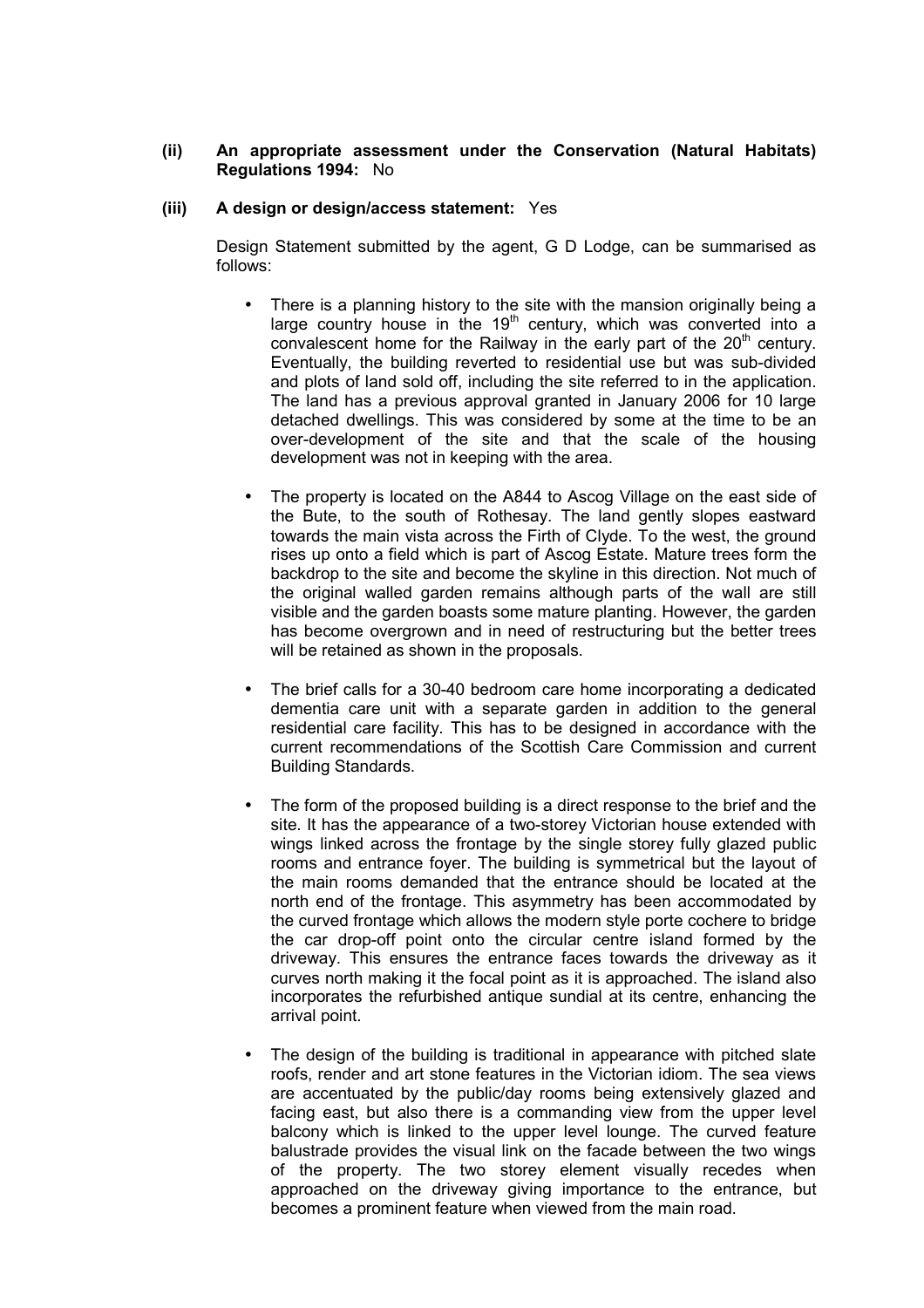**(ii) An appropriate assessment under the Conservation (Natural Habitats) Regulations 1994:** No

**(iii) A design or design/access statement:** Yes

Design Statement submitted by the agent, G D Lodge, can be summarised as follows:

- There is a planning history to the site with the mansion originally being a large country house in the 19th century, which was converted into a convalescent home for the Railway in the early part of the 20th century. Eventually, the building reverted to residential use but was sub-divided and plots of land sold off, including the site referred to in the application. The land has a previous approval granted in January 2006 for 10 large detached dwellings. This was considered by some at the time to be an over-development of the site and that the scale of the housing development was not in keeping with the area.

- The property is located on the A844 to Ascog Village on the east side of the Bute, to the south of Rothesay. The land gently slopes eastward towards the main vista across the Firth of Clyde. To the west, the ground rises up onto a field which is part of Ascog Estate. Mature trees form the backdrop to the site and become the skyline in this direction. Not much of the original walled garden remains although parts of the wall are still visible and the garden boasts some mature planting. However, the garden has become overgrown and in need of restructuring but the better trees will be retained as shown in the proposals.

- The brief calls for a 30-40 bedroom care home incorporating a dedicated dementia care unit with a separate garden in addition to the general residential care facility. This has to be designed in accordance with the current recommendations of the Scottish Care Commission and current Building Standards.

- The form of the proposed building is a direct response to the brief and the site. It has the appearance of a two-storey Victorian house extended with wings linked across the frontage by the single storey fully glazed public rooms and entrance foyer. The building is symmetrical but the layout of the main rooms demanded that the entrance should be located at the north end of the frontage. This asymmetry has been accommodated by the curved frontage which allows the modern style porte cochere to bridge the car drop-off point onto the circular centre island formed by the driveway. This ensures the entrance faces towards the driveway as it curves north making it the focal point as it is approached. The island also incorporates the refurbished antique sundial at its centre, enhancing the arrival point.

- The design of the building is traditional in appearance with pitched slate roofs, render and art stone features in the Victorian idiom. The sea views are accentuated by the public/day rooms being extensively glazed and facing east, but also there is a commanding view from the upper level balcony which is linked to the upper level lounge. The curved feature balustrade provides the visual link on the facade between the two wings of the property. The two storey element visually recedes when approached on the driveway giving importance to the entrance, but becomes a prominent feature when viewed from the main road.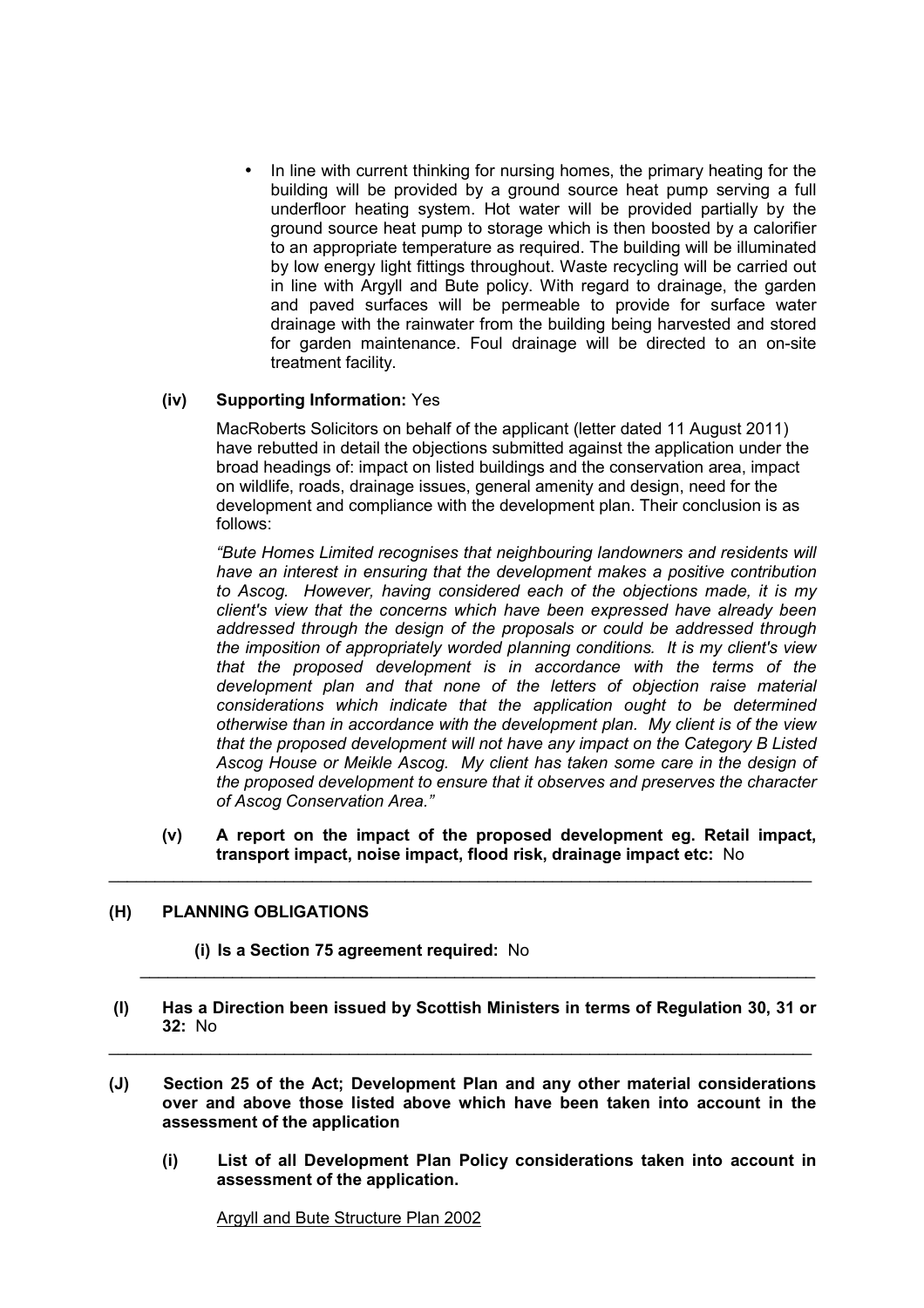- In line with current thinking for nursing homes, the primary heating for the building will be provided by a ground source heat pump serving a full underfloor heating system. Hot water will be provided partially by the ground source heat pump to storage which is then boosted by a calorifier to an appropriate temperature as required. The building will be illuminated by low energy light fittings throughout. Waste recycling will be carried out in line with Argyll and Bute policy. With regard to drainage, the garden and paved surfaces will be permeable to provide for surface water drainage with the rainwater from the building being harvested and stored for garden maintenance. Foul drainage will be directed to an on-site treatment facility.

**(iv) Supporting Information:** Yes

MacRoberts Solicitors on behalf of the applicant (letter dated 11 August 2011) have rebutted in detail the objections submitted against the application under the broad headings of: impact on listed buildings and the conservation area, impact on wildlife, roads, drainage issues, general amenity and design, need for the development and compliance with the development plan. Their conclusion is as follows:

*"Bute Homes Limited recognises that neighbouring landowners and residents will have an interest in ensuring that the development makes a positive contribution to Ascog. However, having considered each of the objections made, it is my client's view that the concerns which have been expressed have already been addressed through the design of the proposals or could be addressed through the imposition of appropriately worded planning conditions. It is my client's view that the proposed development is in accordance with the terms of the development plan and that none of the letters of objection raise material considerations which indicate that the application ought to be determined otherwise than in accordance with the development plan. My client is of the view that the proposed development will not have any impact on the Category B Listed Ascog House or Meikle Ascog. My client has taken some care in the design of the proposed development to ensure that it observes and preserves the character of Ascog Conservation Area."*

**(v) A report on the impact of the proposed development eg. Retail impact, transport impact, noise impact, flood risk, drainage impact etc:** No

---

**(H) PLANNING OBLIGATIONS**

**(i) Is a Section 75 agreement required:** No

---

**(I) Has a Direction been issued by Scottish Ministers in terms of Regulation 30, 31 or 32:** No

---

**(J) Section 25 of the Act; Development Plan and any other material considerations over and above those listed above which have been taken into account in the assessment of the application**

**(i) List of all Development Plan Policy considerations taken into account in assessment of the application.**

Argyll and Bute Structure Plan 2002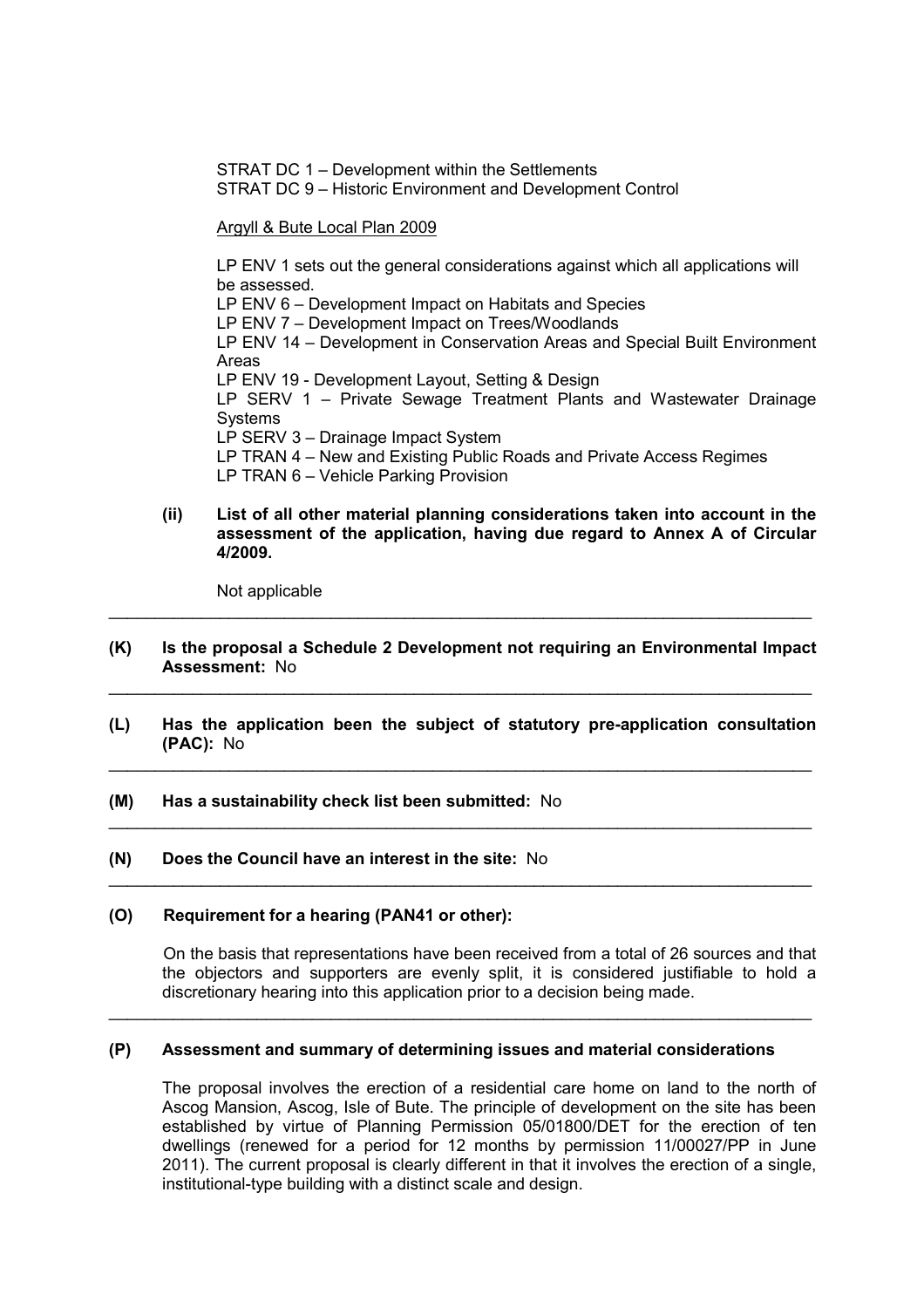STRAT DC 1 – Development within the Settlements
STRAT DC 9 – Historic Environment and Development Control

<u>Argyll & Bute Local Plan 2009</u>

LP ENV 1 sets out the general considerations against which all applications will be assessed.
LP ENV 6 – Development Impact on Habitats and Species
LP ENV 7 – Development Impact on Trees/Woodlands
LP ENV 14 – Development in Conservation Areas and Special Built Environment Areas
LP ENV 19 - Development Layout, Setting & Design
LP SERV 1 – Private Sewage Treatment Plants and Wastewater Drainage Systems
LP SERV 3 – Drainage Impact System
LP TRAN 4 – New and Existing Public Roads and Private Access Regimes
LP TRAN 6 – Vehicle Parking Provision

**(ii) List of all other material planning considerations taken into account in the assessment of the application, having due regard to Annex A of Circular 4/2009.**

Not applicable

---

**(K) Is the proposal a Schedule 2 Development not requiring an Environmental Impact Assessment:** No

---

**(L) Has the application been the subject of statutory pre-application consultation (PAC):** No

---

**(M) Has a sustainability check list been submitted:** No

---

**(N) Does the Council have an interest in the site:** No

---

**(O) Requirement for a hearing (PAN41 or other):**

On the basis that representations have been received from a total of 26 sources and that the objectors and supporters are evenly split, it is considered justifiable to hold a discretionary hearing into this application prior to a decision being made.

---

**(P) Assessment and summary of determining issues and material considerations**

The proposal involves the erection of a residential care home on land to the north of Ascog Mansion, Ascog, Isle of Bute. The principle of development on the site has been established by virtue of Planning Permission 05/01800/DET for the erection of ten dwellings (renewed for a period for 12 months by permission 11/00027/PP in June 2011). The current proposal is clearly different in that it involves the erection of a single, institutional-type building with a distinct scale and design.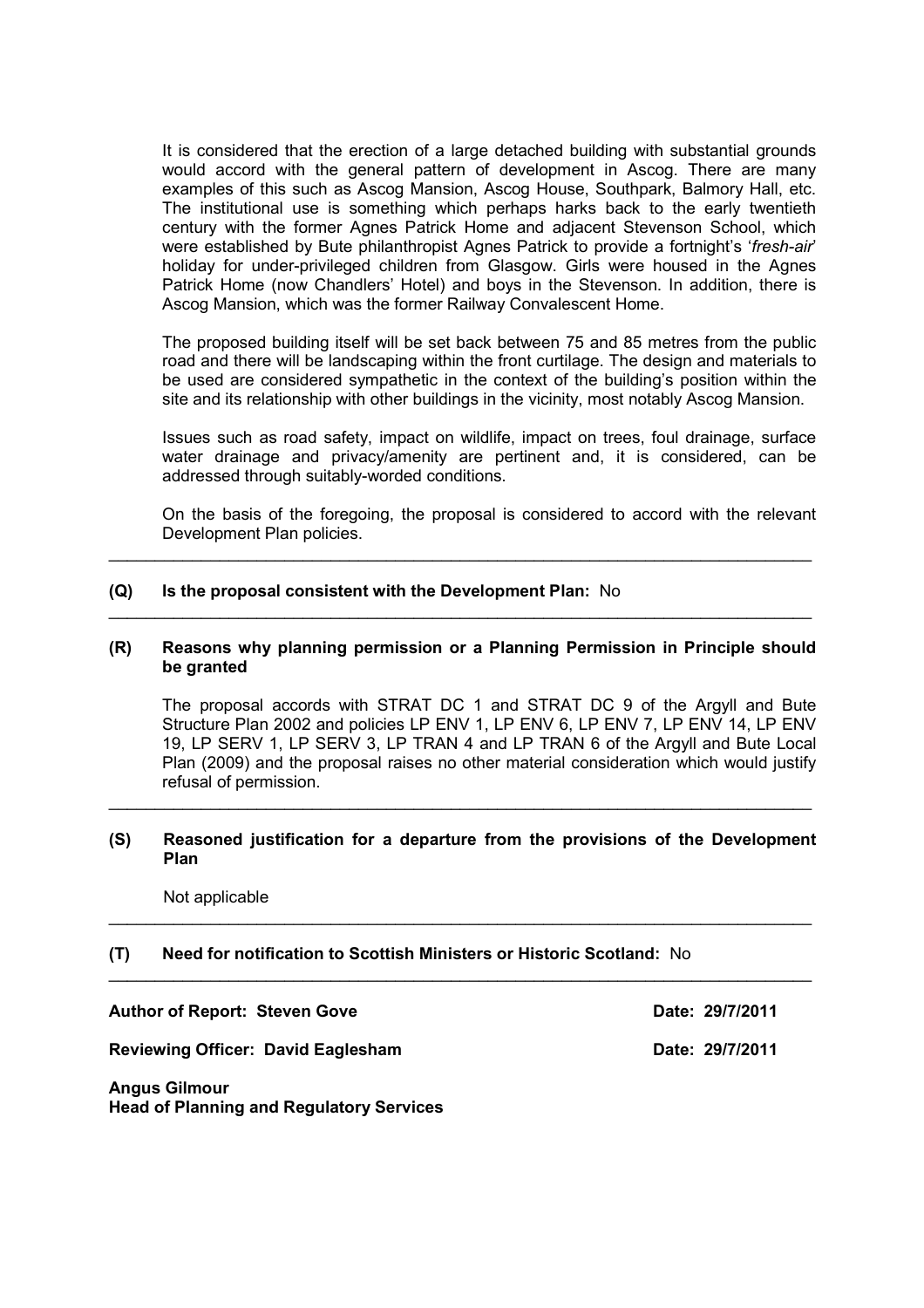It is considered that the erection of a large detached building with substantial grounds would accord with the general pattern of development in Ascog. There are many examples of this such as Ascog Mansion, Ascog House, Southpark, Balmory Hall, etc. The institutional use is something which perhaps harks back to the early twentieth century with the former Agnes Patrick Home and adjacent Stevenson School, which were established by Bute philanthropist Agnes Patrick to provide a fortnight's '*fresh-air*' holiday for under-privileged children from Glasgow. Girls were housed in the Agnes Patrick Home (now Chandlers' Hotel) and boys in the Stevenson. In addition, there is Ascog Mansion, which was the former Railway Convalescent Home.

The proposed building itself will be set back between 75 and 85 metres from the public road and there will be landscaping within the front curtilage. The design and materials to be used are considered sympathetic in the context of the building's position within the site and its relationship with other buildings in the vicinity, most notably Ascog Mansion.

Issues such as road safety, impact on wildlife, impact on trees, foul drainage, surface water drainage and privacy/amenity are pertinent and, it is considered, can be addressed through suitably-worded conditions.

On the basis of the foregoing, the proposal is considered to accord with the relevant Development Plan policies.

---

**(Q) Is the proposal consistent with the Development Plan:** No

---

**(R) Reasons why planning permission or a Planning Permission in Principle should be granted**

The proposal accords with STRAT DC 1 and STRAT DC 9 of the Argyll and Bute Structure Plan 2002 and policies LP ENV 1, LP ENV 6, LP ENV 7, LP ENV 14, LP ENV 19, LP SERV 1, LP SERV 3, LP TRAN 4 and LP TRAN 6 of the Argyll and Bute Local Plan (2009) and the proposal raises no other material consideration which would justify refusal of permission.

---

**(S) Reasoned justification for a departure from the provisions of the Development Plan**

Not applicable

---

**(T) Need for notification to Scottish Ministers or Historic Scotland:** No

---

**Author of Report: Steven Gove** **Date: 29/7/2011**

**Reviewing Officer: David Eaglesham** **Date: 29/7/2011**

**Angus Gilmour**
**Head of Planning and Regulatory Services**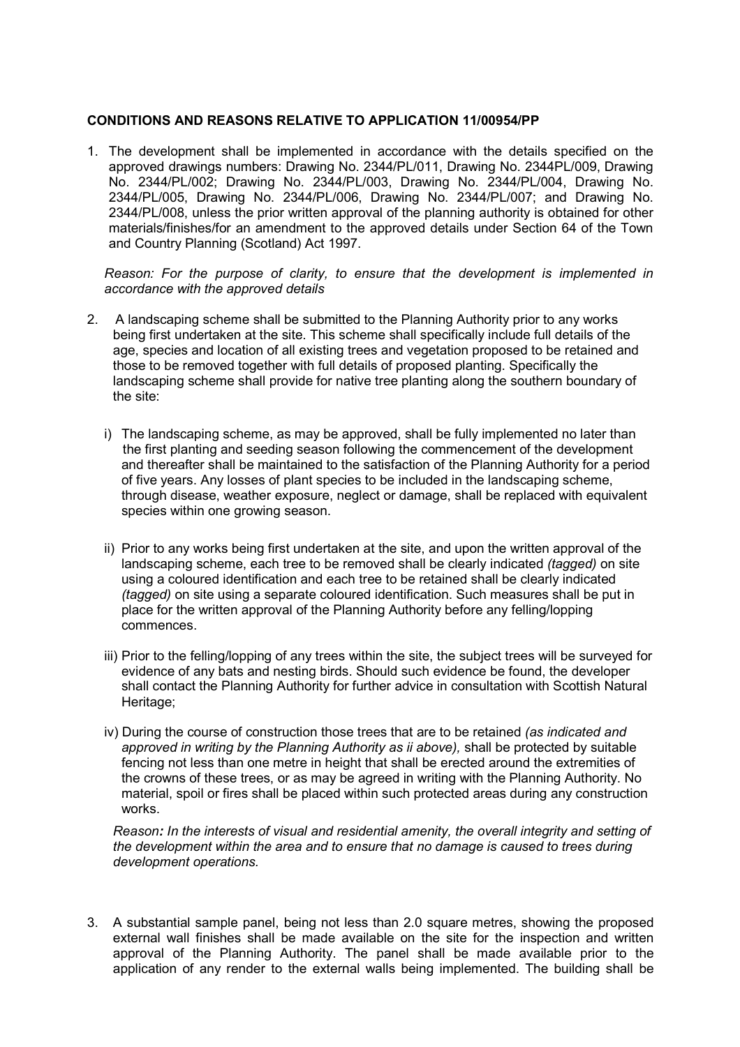**CONDITIONS AND REASONS RELATIVE TO APPLICATION 11/00954/PP**

1. The development shall be implemented in accordance with the details specified on the approved drawings numbers: Drawing No. 2344/PL/011, Drawing No. 2344PL/009, Drawing No. 2344/PL/002; Drawing No. 2344/PL/003, Drawing No. 2344/PL/004, Drawing No. 2344/PL/005, Drawing No. 2344/PL/006, Drawing No. 2344/PL/007; and Drawing No. 2344/PL/008, unless the prior written approval of the planning authority is obtained for other materials/finishes/for an amendment to the approved details under Section 64 of the Town and Country Planning (Scotland) Act 1997.

   *Reason: For the purpose of clarity, to ensure that the development is implemented in accordance with the approved details*

2. A landscaping scheme shall be submitted to the Planning Authority prior to any works being first undertaken at the site. This scheme shall specifically include full details of the age, species and location of all existing trees and vegetation proposed to be retained and those to be removed together with full details of proposed planting. Specifically the landscaping scheme shall provide for native tree planting along the southern boundary of the site:

   i) The landscaping scheme, as may be approved, shall be fully implemented no later than the first planting and seeding season following the commencement of the development and thereafter shall be maintained to the satisfaction of the Planning Authority for a period of five years. Any losses of plant species to be included in the landscaping scheme, through disease, weather exposure, neglect or damage, shall be replaced with equivalent species within one growing season.

   ii) Prior to any works being first undertaken at the site, and upon the written approval of the landscaping scheme, each tree to be removed shall be clearly indicated *(tagged)* on site using a coloured identification and each tree to be retained shall be clearly indicated *(tagged)* on site using a separate coloured identification. Such measures shall be put in place for the written approval of the Planning Authority before any felling/lopping commences.

   iii) Prior to the felling/lopping of any trees within the site, the subject trees will be surveyed for evidence of any bats and nesting birds. Should such evidence be found, the developer shall contact the Planning Authority for further advice in consultation with Scottish Natural Heritage;

   iv) During the course of construction those trees that are to be retained *(as indicated and approved in writing by the Planning Authority as ii above),* shall be protected by suitable fencing not less than one metre in height that shall be erected around the extremities of the crowns of these trees, or as may be agreed in writing with the Planning Authority. No material, spoil or fires shall be placed within such protected areas during any construction works.

   *Reason: In the interests of visual and residential amenity, the overall integrity and setting of the development within the area and to ensure that no damage is caused to trees during development operations.*

3. A substantial sample panel, being not less than 2.0 square metres, showing the proposed external wall finishes shall be made available on the site for the inspection and written approval of the Planning Authority. The panel shall be made available prior to the application of any render to the external walls being implemented. The building shall be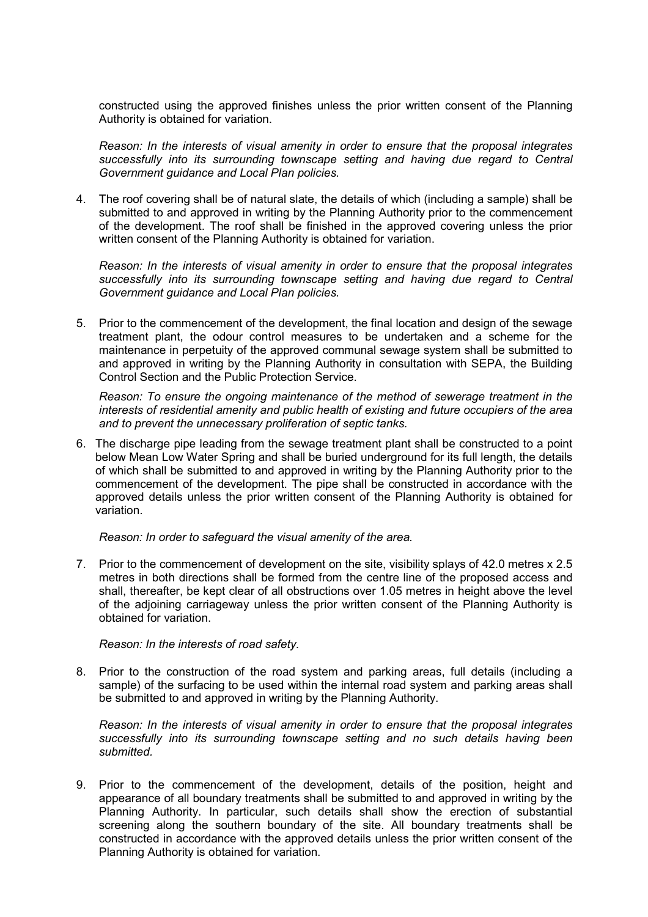constructed using the approved finishes unless the prior written consent of the Planning Authority is obtained for variation.

*Reason: In the interests of visual amenity in order to ensure that the proposal integrates successfully into its surrounding townscape setting and having due regard to Central Government guidance and Local Plan policies.*

4. The roof covering shall be of natural slate, the details of which (including a sample) shall be submitted to and approved in writing by the Planning Authority prior to the commencement of the development. The roof shall be finished in the approved covering unless the prior written consent of the Planning Authority is obtained for variation.

   *Reason: In the interests of visual amenity in order to ensure that the proposal integrates successfully into its surrounding townscape setting and having due regard to Central Government guidance and Local Plan policies.*

5. Prior to the commencement of the development, the final location and design of the sewage treatment plant, the odour control measures to be undertaken and a scheme for the maintenance in perpetuity of the approved communal sewage system shall be submitted to and approved in writing by the Planning Authority in consultation with SEPA, the Building Control Section and the Public Protection Service.

   *Reason: To ensure the ongoing maintenance of the method of sewerage treatment in the interests of residential amenity and public health of existing and future occupiers of the area and to prevent the unnecessary proliferation of septic tanks.*

6. The discharge pipe leading from the sewage treatment plant shall be constructed to a point below Mean Low Water Spring and shall be buried underground for its full length, the details of which shall be submitted to and approved in writing by the Planning Authority prior to the commencement of the development. The pipe shall be constructed in accordance with the approved details unless the prior written consent of the Planning Authority is obtained for variation.

   *Reason: In order to safeguard the visual amenity of the area.*

7. Prior to the commencement of development on the site, visibility splays of 42.0 metres x 2.5 metres in both directions shall be formed from the centre line of the proposed access and shall, thereafter, be kept clear of all obstructions over 1.05 metres in height above the level of the adjoining carriageway unless the prior written consent of the Planning Authority is obtained for variation.

   *Reason: In the interests of road safety.*

8. Prior to the construction of the road system and parking areas, full details (including a sample) of the surfacing to be used within the internal road system and parking areas shall be submitted to and approved in writing by the Planning Authority.

   *Reason: In the interests of visual amenity in order to ensure that the proposal integrates successfully into its surrounding townscape setting and no such details having been submitted.*

9. Prior to the commencement of the development, details of the position, height and appearance of all boundary treatments shall be submitted to and approved in writing by the Planning Authority. In particular, such details shall show the erection of substantial screening along the southern boundary of the site. All boundary treatments shall be constructed in accordance with the approved details unless the prior written consent of the Planning Authority is obtained for variation.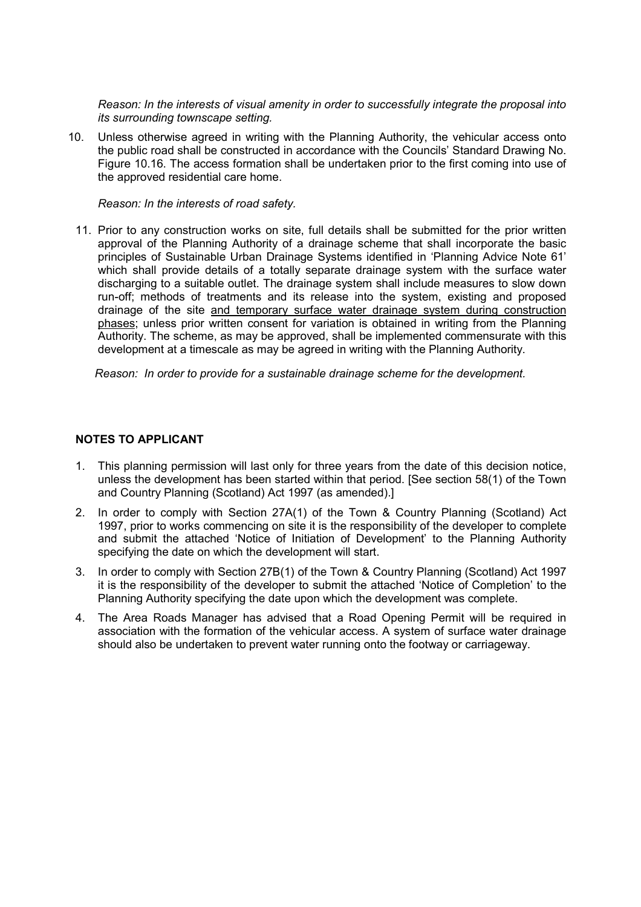*Reason: In the interests of visual amenity in order to successfully integrate the proposal into its surrounding townscape setting.*

10. Unless otherwise agreed in writing with the Planning Authority, the vehicular access onto the public road shall be constructed in accordance with the Councils' Standard Drawing No. Figure 10.16. The access formation shall be undertaken prior to the first coming into use of the approved residential care home.

    *Reason: In the interests of road safety.*

11. Prior to any construction works on site, full details shall be submitted for the prior written approval of the Planning Authority of a drainage scheme that shall incorporate the basic principles of Sustainable Urban Drainage Systems identified in 'Planning Advice Note 61' which shall provide details of a totally separate drainage system with the surface water discharging to a suitable outlet. The drainage system shall include measures to slow down run-off; methods of treatments and its release into the system, existing and proposed drainage of the site <u>and temporary surface water drainage system during construction phases</u>; unless prior written consent for variation is obtained in writing from the Planning Authority. The scheme, as may be approved, shall be implemented commensurate with this development at a timescale as may be agreed in writing with the Planning Authority.

    *Reason: In order to provide for a sustainable drainage scheme for the development.*

**NOTES TO APPLICANT**

1. This planning permission will last only for three years from the date of this decision notice, unless the development has been started within that period. [See section 58(1) of the Town and Country Planning (Scotland) Act 1997 (as amended).]
2. In order to comply with Section 27A(1) of the Town & Country Planning (Scotland) Act 1997, prior to works commencing on site it is the responsibility of the developer to complete and submit the attached 'Notice of Initiation of Development' to the Planning Authority specifying the date on which the development will start.
3. In order to comply with Section 27B(1) of the Town & Country Planning (Scotland) Act 1997 it is the responsibility of the developer to submit the attached 'Notice of Completion' to the Planning Authority specifying the date upon which the development was complete.
4. The Area Roads Manager has advised that a Road Opening Permit will be required in association with the formation of the vehicular access. A system of surface water drainage should also be undertaken to prevent water running onto the footway or carriageway.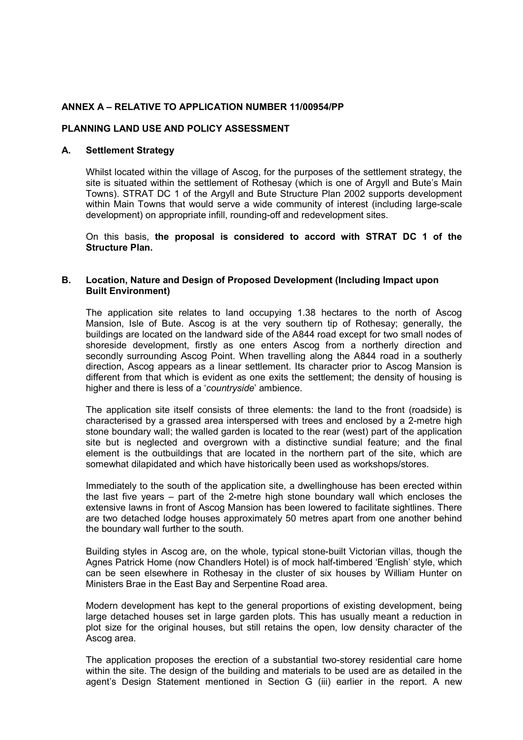**ANNEX A – RELATIVE TO APPLICATION NUMBER 11/00954/PP**

**PLANNING LAND USE AND POLICY ASSESSMENT**

**A. Settlement Strategy**

Whilst located within the village of Ascog, for the purposes of the settlement strategy, the site is situated within the settlement of Rothesay (which is one of Argyll and Bute's Main Towns). STRAT DC 1 of the Argyll and Bute Structure Plan 2002 supports development within Main Towns that would serve a wide community of interest (including large-scale development) on appropriate infill, rounding-off and redevelopment sites.

On this basis, **the proposal is considered to accord with STRAT DC 1 of the Structure Plan.**

**B. Location, Nature and Design of Proposed Development (Including Impact upon Built Environment)**

The application site relates to land occupying 1.38 hectares to the north of Ascog Mansion, Isle of Bute. Ascog is at the very southern tip of Rothesay; generally, the buildings are located on the landward side of the A844 road except for two small nodes of shoreside development, firstly as one enters Ascog from a northerly direction and secondly surrounding Ascog Point. When travelling along the A844 road in a southerly direction, Ascog appears as a linear settlement. Its character prior to Ascog Mansion is different from that which is evident as one exits the settlement; the density of housing is higher and there is less of a '*countryside*' ambience.

The application site itself consists of three elements: the land to the front (roadside) is characterised by a grassed area interspersed with trees and enclosed by a 2-metre high stone boundary wall; the walled garden is located to the rear (west) part of the application site but is neglected and overgrown with a distinctive sundial feature; and the final element is the outbuildings that are located in the northern part of the site, which are somewhat dilapidated and which have historically been used as workshops/stores.

Immediately to the south of the application site, a dwellinghouse has been erected within the last five years – part of the 2-metre high stone boundary wall which encloses the extensive lawns in front of Ascog Mansion has been lowered to facilitate sightlines. There are two detached lodge houses approximately 50 metres apart from one another behind the boundary wall further to the south.

Building styles in Ascog are, on the whole, typical stone-built Victorian villas, though the Agnes Patrick Home (now Chandlers Hotel) is of mock half-timbered 'English' style, which can be seen elsewhere in Rothesay in the cluster of six houses by William Hunter on Ministers Brae in the East Bay and Serpentine Road area.

Modern development has kept to the general proportions of existing development, being large detached houses set in large garden plots. This has usually meant a reduction in plot size for the original houses, but still retains the open, low density character of the Ascog area.

The application proposes the erection of a substantial two-storey residential care home within the site. The design of the building and materials to be used are as detailed in the agent's Design Statement mentioned in Section G (iii) earlier in the report. A new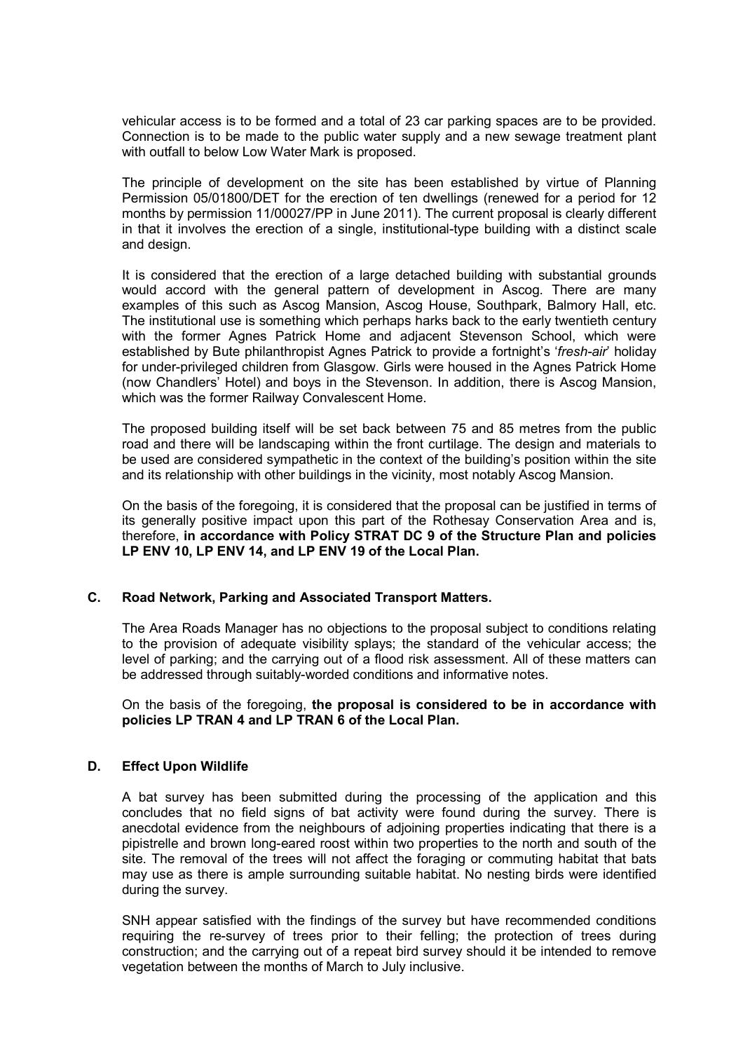vehicular access is to be formed and a total of 23 car parking spaces are to be provided. Connection is to be made to the public water supply and a new sewage treatment plant with outfall to below Low Water Mark is proposed.

The principle of development on the site has been established by virtue of Planning Permission 05/01800/DET for the erection of ten dwellings (renewed for a period for 12 months by permission 11/00027/PP in June 2011). The current proposal is clearly different in that it involves the erection of a single, institutional-type building with a distinct scale and design.

It is considered that the erection of a large detached building with substantial grounds would accord with the general pattern of development in Ascog. There are many examples of this such as Ascog Mansion, Ascog House, Southpark, Balmory Hall, etc. The institutional use is something which perhaps harks back to the early twentieth century with the former Agnes Patrick Home and adjacent Stevenson School, which were established by Bute philanthropist Agnes Patrick to provide a fortnight's '*fresh-air*' holiday for under-privileged children from Glasgow. Girls were housed in the Agnes Patrick Home (now Chandlers' Hotel) and boys in the Stevenson. In addition, there is Ascog Mansion, which was the former Railway Convalescent Home.

The proposed building itself will be set back between 75 and 85 metres from the public road and there will be landscaping within the front curtilage. The design and materials to be used are considered sympathetic in the context of the building's position within the site and its relationship with other buildings in the vicinity, most notably Ascog Mansion.

On the basis of the foregoing, it is considered that the proposal can be justified in terms of its generally positive impact upon this part of the Rothesay Conservation Area and is, therefore, **in accordance with Policy STRAT DC 9 of the Structure Plan and policies LP ENV 10, LP ENV 14, and LP ENV 19 of the Local Plan.**

### C. Road Network, Parking and Associated Transport Matters.

The Area Roads Manager has no objections to the proposal subject to conditions relating to the provision of adequate visibility splays; the standard of the vehicular access; the level of parking; and the carrying out of a flood risk assessment. All of these matters can be addressed through suitably-worded conditions and informative notes.

On the basis of the foregoing, **the proposal is considered to be in accordance with policies LP TRAN 4 and LP TRAN 6 of the Local Plan.**

### D. Effect Upon Wildlife

A bat survey has been submitted during the processing of the application and this concludes that no field signs of bat activity were found during the survey. There is anecdotal evidence from the neighbours of adjoining properties indicating that there is a pipistrelle and brown long-eared roost within two properties to the north and south of the site. The removal of the trees will not affect the foraging or commuting habitat that bats may use as there is ample surrounding suitable habitat. No nesting birds were identified during the survey.

SNH appear satisfied with the findings of the survey but have recommended conditions requiring the re-survey of trees prior to their felling; the protection of trees during construction; and the carrying out of a repeat bird survey should it be intended to remove vegetation between the months of March to July inclusive.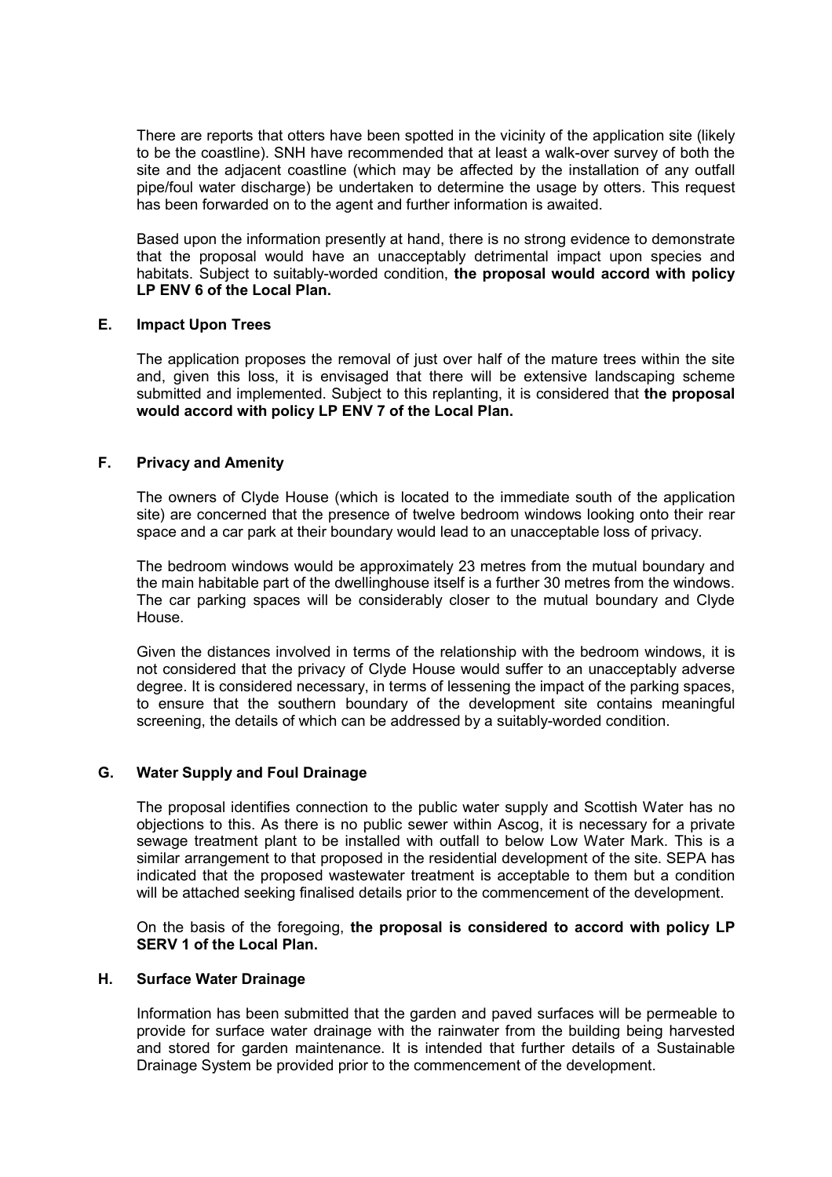There are reports that otters have been spotted in the vicinity of the application site (likely to be the coastline). SNH have recommended that at least a walk-over survey of both the site and the adjacent coastline (which may be affected by the installation of any outfall pipe/foul water discharge) be undertaken to determine the usage by otters. This request has been forwarded on to the agent and further information is awaited.

Based upon the information presently at hand, there is no strong evidence to demonstrate that the proposal would have an unacceptably detrimental impact upon species and habitats. Subject to suitably-worded condition, **the proposal would accord with policy LP ENV 6 of the Local Plan.**

### E. Impact Upon Trees

The application proposes the removal of just over half of the mature trees within the site and, given this loss, it is envisaged that there will be extensive landscaping scheme submitted and implemented. Subject to this replanting, it is considered that **the proposal would accord with policy LP ENV 7 of the Local Plan.**

### F. Privacy and Amenity

The owners of Clyde House (which is located to the immediate south of the application site) are concerned that the presence of twelve bedroom windows looking onto their rear space and a car park at their boundary would lead to an unacceptable loss of privacy.

The bedroom windows would be approximately 23 metres from the mutual boundary and the main habitable part of the dwellinghouse itself is a further 30 metres from the windows. The car parking spaces will be considerably closer to the mutual boundary and Clyde House.

Given the distances involved in terms of the relationship with the bedroom windows, it is not considered that the privacy of Clyde House would suffer to an unacceptably adverse degree. It is considered necessary, in terms of lessening the impact of the parking spaces, to ensure that the southern boundary of the development site contains meaningful screening, the details of which can be addressed by a suitably-worded condition.

### G. Water Supply and Foul Drainage

The proposal identifies connection to the public water supply and Scottish Water has no objections to this. As there is no public sewer within Ascog, it is necessary for a private sewage treatment plant to be installed with outfall to below Low Water Mark. This is a similar arrangement to that proposed in the residential development of the site. SEPA has indicated that the proposed wastewater treatment is acceptable to them but a condition will be attached seeking finalised details prior to the commencement of the development.

On the basis of the foregoing, **the proposal is considered to accord with policy LP SERV 1 of the Local Plan.**

### H. Surface Water Drainage

Information has been submitted that the garden and paved surfaces will be permeable to provide for surface water drainage with the rainwater from the building being harvested and stored for garden maintenance. It is intended that further details of a Sustainable Drainage System be provided prior to the commencement of the development.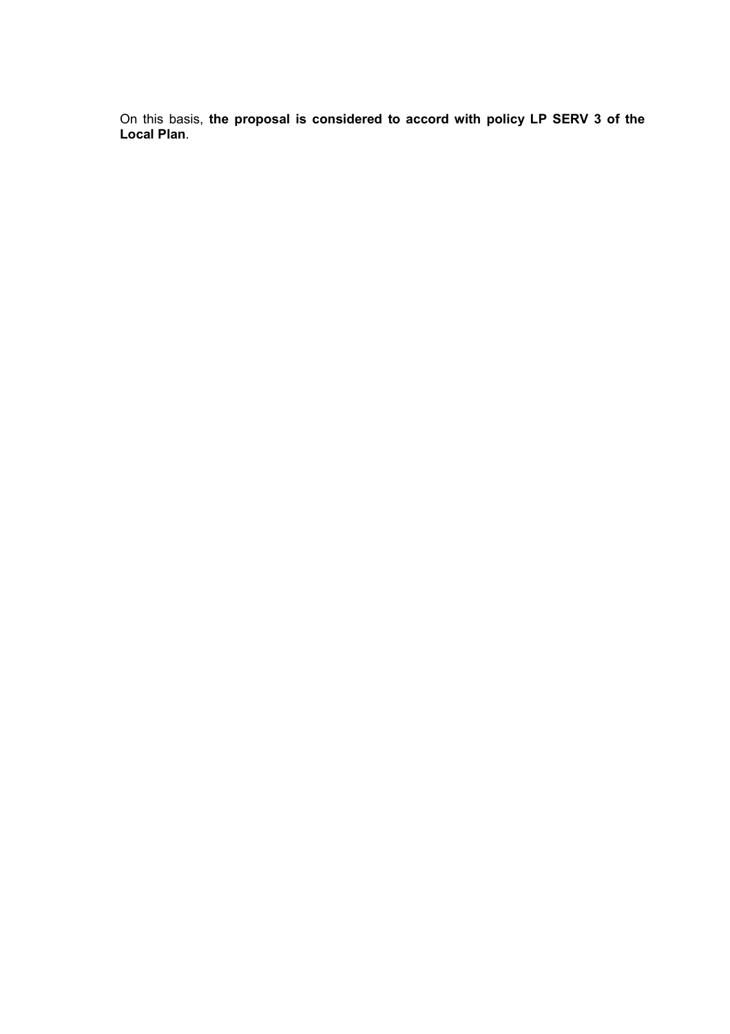On this basis, **the proposal is considered to accord with policy LP SERV 3 of the Local Plan**.